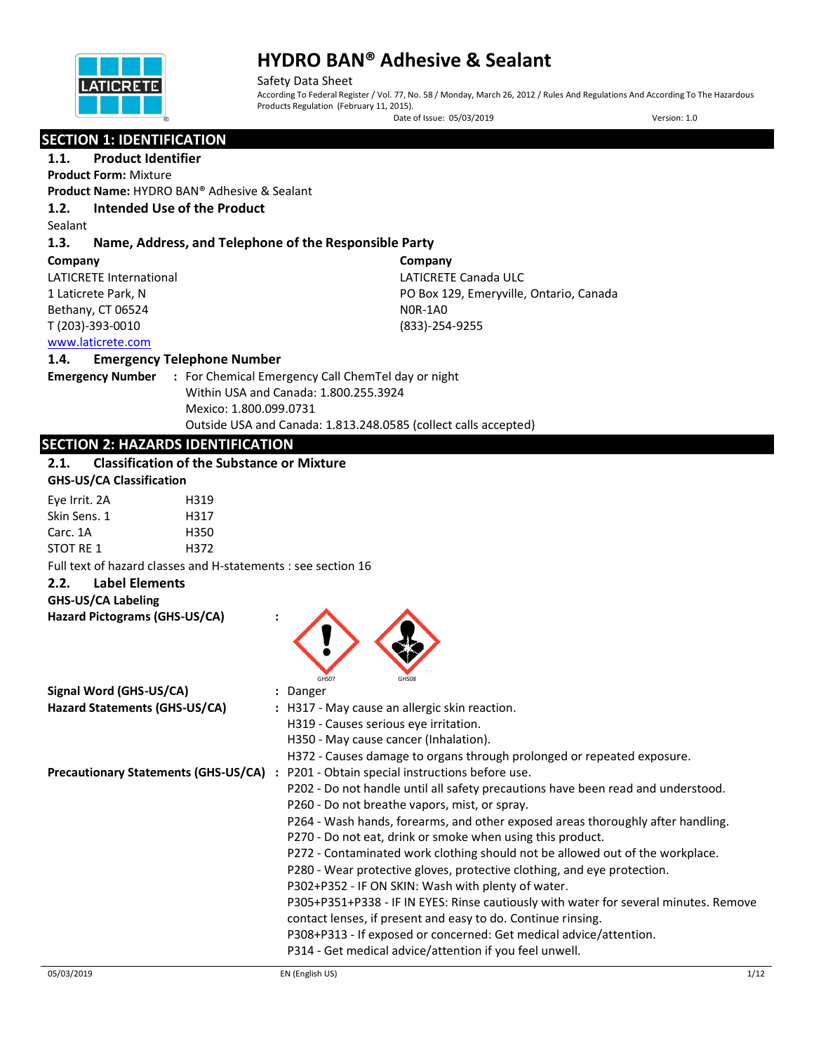# HYDRO BAN® Adhesive & Sealant

Safety Data Sheet

According To Federal Register / Vol. 77, No. 58 / Monday, March 26, 2012 / Rules And Regulations And According To The Hazardous Products Regulation (February 11, 2015).

Date of Issue: 05/03/2019 Version: 1.0

## SECTION 1: IDENTIFICATION

### 1.1. Product Identifier

**Product Form:** Mixture

**Product Name:** HYDRO BAN® Adhesive & Sealant

### 1.2. Intended Use of the Product

Sealant

### 1.3. Name, Address, and Telephone of the Responsible Party

**Company**
LATICRETE International
1 Laticrete Park, N
Bethany, CT 06524
T (203)-393-0010
www.laticrete.com

**Company**
LATICRETE Canada ULC
PO Box 129, Emeryville, Ontario, Canada
N0R-1A0
(833)-254-9255

### 1.4. Emergency Telephone Number

**Emergency Number** : For Chemical Emergency Call ChemTel day or night
Within USA and Canada: 1.800.255.3924
Mexico: 1.800.099.0731
Outside USA and Canada: 1.813.248.0585 (collect calls accepted)

## SECTION 2: HAZARDS IDENTIFICATION

### 2.1. Classification of the Substance or Mixture

**GHS-US/CA Classification**

| | |
|---|---|
| Eye Irrit. 2A | H319 |
| Skin Sens. 1 | H317 |
| Carc. 1A | H350 |
| STOT RE 1 | H372 |

Full text of hazard classes and H-statements : see section 16

### 2.2. Label Elements

**GHS-US/CA Labeling**

**Hazard Pictograms (GHS-US/CA)** :

GHS07 GHS08

**Signal Word (GHS-US/CA)** : Danger

**Hazard Statements (GHS-US/CA)** :
H317 - May cause an allergic skin reaction.
H319 - Causes serious eye irritation.
H350 - May cause cancer (Inhalation).
H372 - Causes damage to organs through prolonged or repeated exposure.

**Precautionary Statements (GHS-US/CA)** :
P201 - Obtain special instructions before use.
P202 - Do not handle until all safety precautions have been read and understood.
P260 - Do not breathe vapors, mist, or spray.
P264 - Wash hands, forearms, and other exposed areas thoroughly after handling.
P270 - Do not eat, drink or smoke when using this product.
P272 - Contaminated work clothing should not be allowed out of the workplace.
P280 - Wear protective gloves, protective clothing, and eye protection.
P302+P352 - IF ON SKIN: Wash with plenty of water.
P305+P351+P338 - IF IN EYES: Rinse cautiously with water for several minutes. Remove contact lenses, if present and easy to do. Continue rinsing.
P308+P313 - If exposed or concerned: Get medical advice/attention.
P314 - Get medical advice/attention if you feel unwell.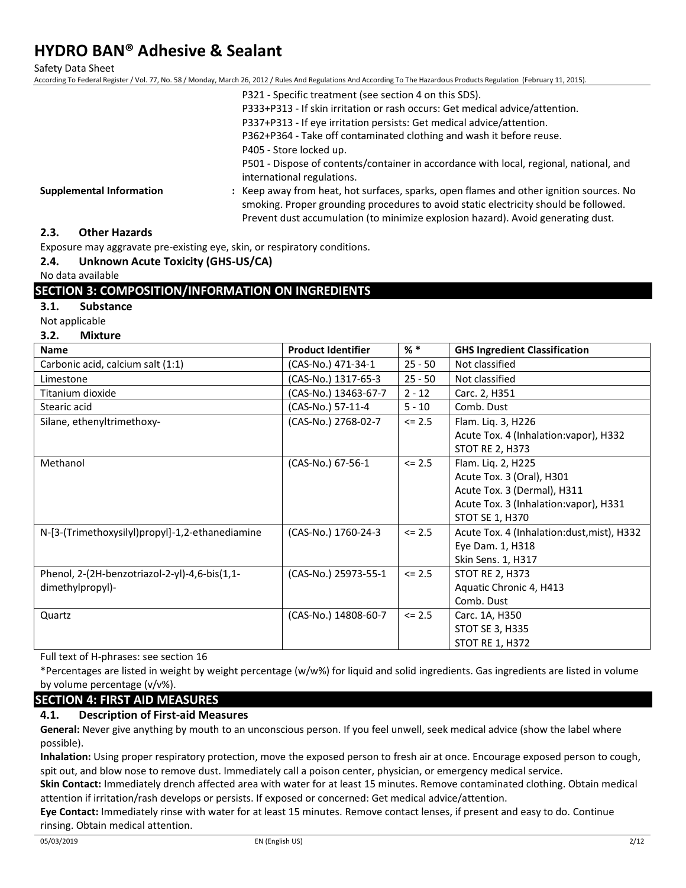P321 - Specific treatment (see section 4 on this SDS).

P333+P313 - If skin irritation or rash occurs: Get medical advice/attention.

P337+P313 - If eye irritation persists: Get medical advice/attention.

P362+P364 - Take off contaminated clothing and wash it before reuse.

P405 - Store locked up.

P501 - Dispose of contents/container in accordance with local, regional, national, and international regulations.

**Supplemental Information** : Keep away from heat, hot surfaces, sparks, open flames and other ignition sources. No smoking. Proper grounding procedures to avoid static electricity should be followed. Prevent dust accumulation (to minimize explosion hazard). Avoid generating dust.

### 2.3. Other Hazards

Exposure may aggravate pre-existing eye, skin, or respiratory conditions.

### 2.4. Unknown Acute Toxicity (GHS-US/CA)

No data available

## SECTION 3: COMPOSITION/INFORMATION ON INGREDIENTS

### 3.1. Substance

Not applicable

### 3.2. Mixture

| Name | Product Identifier | % * | GHS Ingredient Classification |
|---|---|---|---|
| Carbonic acid, calcium salt (1:1) | (CAS-No.) 471-34-1 | 25 - 50 | Not classified |
| Limestone | (CAS-No.) 1317-65-3 | 25 - 50 | Not classified |
| Titanium dioxide | (CAS-No.) 13463-67-7 | 2 - 12 | Carc. 2, H351 |
| Stearic acid | (CAS-No.) 57-11-4 | 5 - 10 | Comb. Dust |
| Silane, ethenyltrimethoxy- | (CAS-No.) 2768-02-7 | <= 2.5 | Flam. Liq. 3, H226<br>Acute Tox. 4 (Inhalation:vapor), H332<br>STOT RE 2, H373 |
| Methanol | (CAS-No.) 67-56-1 | <= 2.5 | Flam. Liq. 2, H225<br>Acute Tox. 3 (Oral), H301<br>Acute Tox. 3 (Dermal), H311<br>Acute Tox. 3 (Inhalation:vapor), H331<br>STOT SE 1, H370 |
| N-[3-(Trimethoxysilyl)propyl]-1,2-ethanediamine | (CAS-No.) 1760-24-3 | <= 2.5 | Acute Tox. 4 (Inhalation:dust,mist), H332<br>Eye Dam. 1, H318<br>Skin Sens. 1, H317 |
| Phenol, 2-(2H-benzotriazol-2-yl)-4,6-bis(1,1-dimethylpropyl)- | (CAS-No.) 25973-55-1 | <= 2.5 | STOT RE 2, H373<br>Aquatic Chronic 4, H413<br>Comb. Dust |
| Quartz | (CAS-No.) 14808-60-7 | <= 2.5 | Carc. 1A, H350<br>STOT SE 3, H335<br>STOT RE 1, H372 |

Full text of H-phrases: see section 16

*Percentages are listed in weight by weight percentage (w/w%) for liquid and solid ingredients. Gas ingredients are listed in volume by volume percentage (v/v%).

## SECTION 4: FIRST AID MEASURES

### 4.1. Description of First-aid Measures

**General:** Never give anything by mouth to an unconscious person. If you feel unwell, seek medical advice (show the label where possible).

**Inhalation:** Using proper respiratory protection, move the exposed person to fresh air at once. Encourage exposed person to cough, spit out, and blow nose to remove dust. Immediately call a poison center, physician, or emergency medical service.

**Skin Contact:** Immediately drench affected area with water for at least 15 minutes. Remove contaminated clothing. Obtain medical attention if irritation/rash develops or persists. If exposed or concerned: Get medical advice/attention.

**Eye Contact:** Immediately rinse with water for at least 15 minutes. Remove contact lenses, if present and easy to do. Continue rinsing. Obtain medical attention.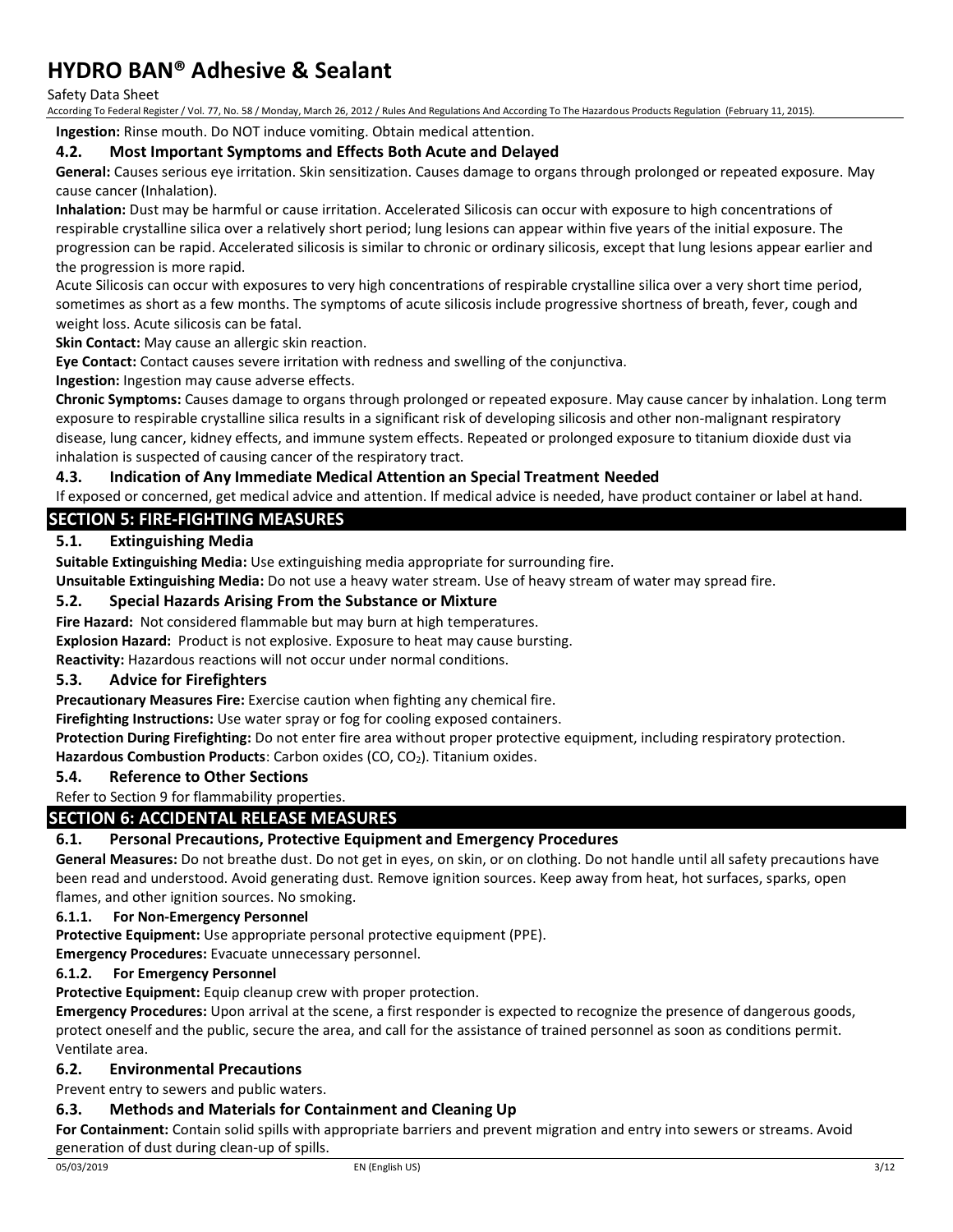**Ingestion:** Rinse mouth. Do NOT induce vomiting. Obtain medical attention.

### 4.2. Most Important Symptoms and Effects Both Acute and Delayed

**General:** Causes serious eye irritation. Skin sensitization. Causes damage to organs through prolonged or repeated exposure. May cause cancer (Inhalation).

**Inhalation:** Dust may be harmful or cause irritation. Accelerated Silicosis can occur with exposure to high concentrations of respirable crystalline silica over a relatively short period; lung lesions can appear within five years of the initial exposure. The progression can be rapid. Accelerated silicosis is similar to chronic or ordinary silicosis, except that lung lesions appear earlier and the progression is more rapid.

Acute Silicosis can occur with exposures to very high concentrations of respirable crystalline silica over a very short time period, sometimes as short as a few months. The symptoms of acute silicosis include progressive shortness of breath, fever, cough and weight loss. Acute silicosis can be fatal.

**Skin Contact:** May cause an allergic skin reaction.

**Eye Contact:** Contact causes severe irritation with redness and swelling of the conjunctiva.

**Ingestion:** Ingestion may cause adverse effects.

**Chronic Symptoms:** Causes damage to organs through prolonged or repeated exposure. May cause cancer by inhalation. Long term exposure to respirable crystalline silica results in a significant risk of developing silicosis and other non-malignant respiratory disease, lung cancer, kidney effects, and immune system effects. Repeated or prolonged exposure to titanium dioxide dust via inhalation is suspected of causing cancer of the respiratory tract.

### 4.3. Indication of Any Immediate Medical Attention an Special Treatment Needed

If exposed or concerned, get medical advice and attention. If medical advice is needed, have product container or label at hand.

## SECTION 5: FIRE-FIGHTING MEASURES

### 5.1. Extinguishing Media

**Suitable Extinguishing Media:** Use extinguishing media appropriate for surrounding fire.

**Unsuitable Extinguishing Media:** Do not use a heavy water stream. Use of heavy stream of water may spread fire.

### 5.2. Special Hazards Arising From the Substance or Mixture

**Fire Hazard:** Not considered flammable but may burn at high temperatures.

**Explosion Hazard:** Product is not explosive. Exposure to heat may cause bursting.

**Reactivity:** Hazardous reactions will not occur under normal conditions.

### 5.3. Advice for Firefighters

**Precautionary Measures Fire:** Exercise caution when fighting any chemical fire.

**Firefighting Instructions:** Use water spray or fog for cooling exposed containers.

**Protection During Firefighting:** Do not enter fire area without proper protective equipment, including respiratory protection.

**Hazardous Combustion Products**: Carbon oxides ($CO$, $CO_2$). Titanium oxides.

### 5.4. Reference to Other Sections

Refer to Section 9 for flammability properties.

## SECTION 6: ACCIDENTAL RELEASE MEASURES

### 6.1. Personal Precautions, Protective Equipment and Emergency Procedures

**General Measures:** Do not breathe dust. Do not get in eyes, on skin, or on clothing. Do not handle until all safety precautions have been read and understood. Avoid generating dust. Remove ignition sources. Keep away from heat, hot surfaces, sparks, open flames, and other ignition sources. No smoking.

#### 6.1.1. For Non-Emergency Personnel

**Protective Equipment:** Use appropriate personal protective equipment (PPE).

**Emergency Procedures:** Evacuate unnecessary personnel.

#### 6.1.2. For Emergency Personnel

**Protective Equipment:** Equip cleanup crew with proper protection.

**Emergency Procedures:** Upon arrival at the scene, a first responder is expected to recognize the presence of dangerous goods, protect oneself and the public, secure the area, and call for the assistance of trained personnel as soon as conditions permit. Ventilate area.

### 6.2. Environmental Precautions

Prevent entry to sewers and public waters.

### 6.3. Methods and Materials for Containment and Cleaning Up

**For Containment:** Contain solid spills with appropriate barriers and prevent migration and entry into sewers or streams. Avoid generation of dust during clean-up of spills.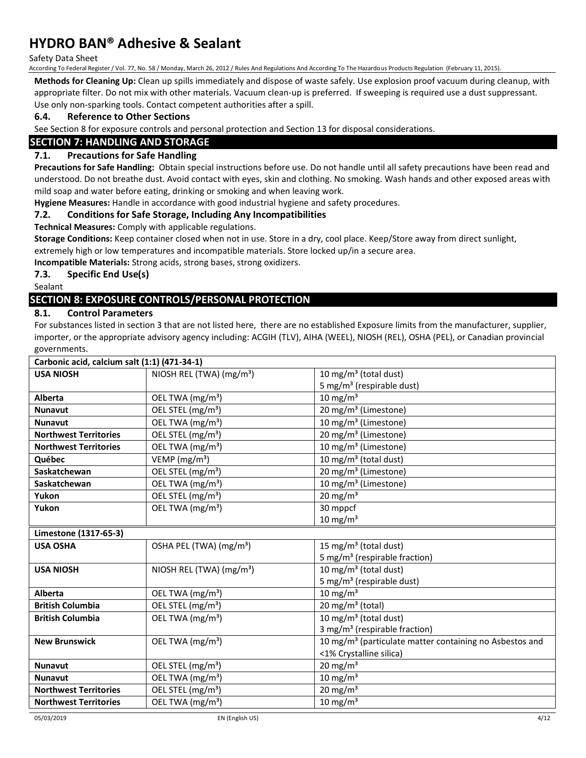**Methods for Cleaning Up:** Clean up spills immediately and dispose of waste safely. Use explosion proof vacuum during cleanup, with appropriate filter. Do not mix with other materials. Vacuum clean-up is preferred. If sweeping is required use a dust suppressant. Use only non-sparking tools. Contact competent authorities after a spill.

### 6.4. Reference to Other Sections

See Section 8 for exposure controls and personal protection and Section 13 for disposal considerations.

## SECTION 7: HANDLING AND STORAGE

### 7.1. Precautions for Safe Handling

**Precautions for Safe Handling:** Obtain special instructions before use. Do not handle until all safety precautions have been read and understood. Do not breathe dust. Avoid contact with eyes, skin and clothing. No smoking. Wash hands and other exposed areas with mild soap and water before eating, drinking or smoking and when leaving work.

**Hygiene Measures:** Handle in accordance with good industrial hygiene and safety procedures.

### 7.2. Conditions for Safe Storage, Including Any Incompatibilities

**Technical Measures:** Comply with applicable regulations.

**Storage Conditions:** Keep container closed when not in use. Store in a dry, cool place. Keep/Store away from direct sunlight, extremely high or low temperatures and incompatible materials. Store locked up/in a secure area.

**Incompatible Materials:** Strong acids, strong bases, strong oxidizers.

### 7.3. Specific End Use(s)

Sealant

## SECTION 8: EXPOSURE CONTROLS/PERSONAL PROTECTION

### 8.1. Control Parameters

For substances listed in section 3 that are not listed here, there are no established Exposure limits from the manufacturer, supplier, importer, or the appropriate advisory agency including: ACGIH (TLV), AIHA (WEEL), NIOSH (REL), OSHA (PEL), or Canadian provincial governments.

| **Carbonic acid, calcium salt (1:1) (471-34-1)** | | |
|---|---|---|
| **USA NIOSH** | NIOSH REL (TWA) (mg/m³) | 10 mg/m³ (total dust)<br>5 mg/m³ (respirable dust) |
| **Alberta** | OEL TWA (mg/m³) | 10 mg/m³ |
| **Nunavut** | OEL STEL (mg/m³) | 20 mg/m³ (Limestone) |
| **Nunavut** | OEL TWA (mg/m³) | 10 mg/m³ (Limestone) |
| **Northwest Territories** | OEL STEL (mg/m³) | 20 mg/m³ (Limestone) |
| **Northwest Territories** | OEL TWA (mg/m³) | 10 mg/m³ (Limestone) |
| **Québec** | VEMP (mg/m³) | 10 mg/m³ (total dust) |
| **Saskatchewan** | OEL STEL (mg/m³) | 20 mg/m³ (Limestone) |
| **Saskatchewan** | OEL TWA (mg/m³) | 10 mg/m³ (Limestone) |
| **Yukon** | OEL STEL (mg/m³) | 20 mg/m³ |
| **Yukon** | OEL TWA (mg/m³) | 30 mppcf<br>10 mg/m³ |

| **Limestone (1317-65-3)** | | |
|---|---|---|
| **USA OSHA** | OSHA PEL (TWA) (mg/m³) | 15 mg/m³ (total dust)<br>5 mg/m³ (respirable fraction) |
| **USA NIOSH** | NIOSH REL (TWA) (mg/m³) | 10 mg/m³ (total dust)<br>5 mg/m³ (respirable dust) |
| **Alberta** | OEL TWA (mg/m³) | 10 mg/m³ |
| **British Columbia** | OEL STEL (mg/m³) | 20 mg/m³ (total) |
| **British Columbia** | OEL TWA (mg/m³) | 10 mg/m³ (total dust)<br>3 mg/m³ (respirable fraction) |
| **New Brunswick** | OEL TWA (mg/m³) | 10 mg/m³ (particulate matter containing no Asbestos and <1% Crystalline silica) |
| **Nunavut** | OEL STEL (mg/m³) | 20 mg/m³ |
| **Nunavut** | OEL TWA (mg/m³) | 10 mg/m³ |
| **Northwest Territories** | OEL STEL (mg/m³) | 20 mg/m³ |
| **Northwest Territories** | OEL TWA (mg/m³) | 10 mg/m³ |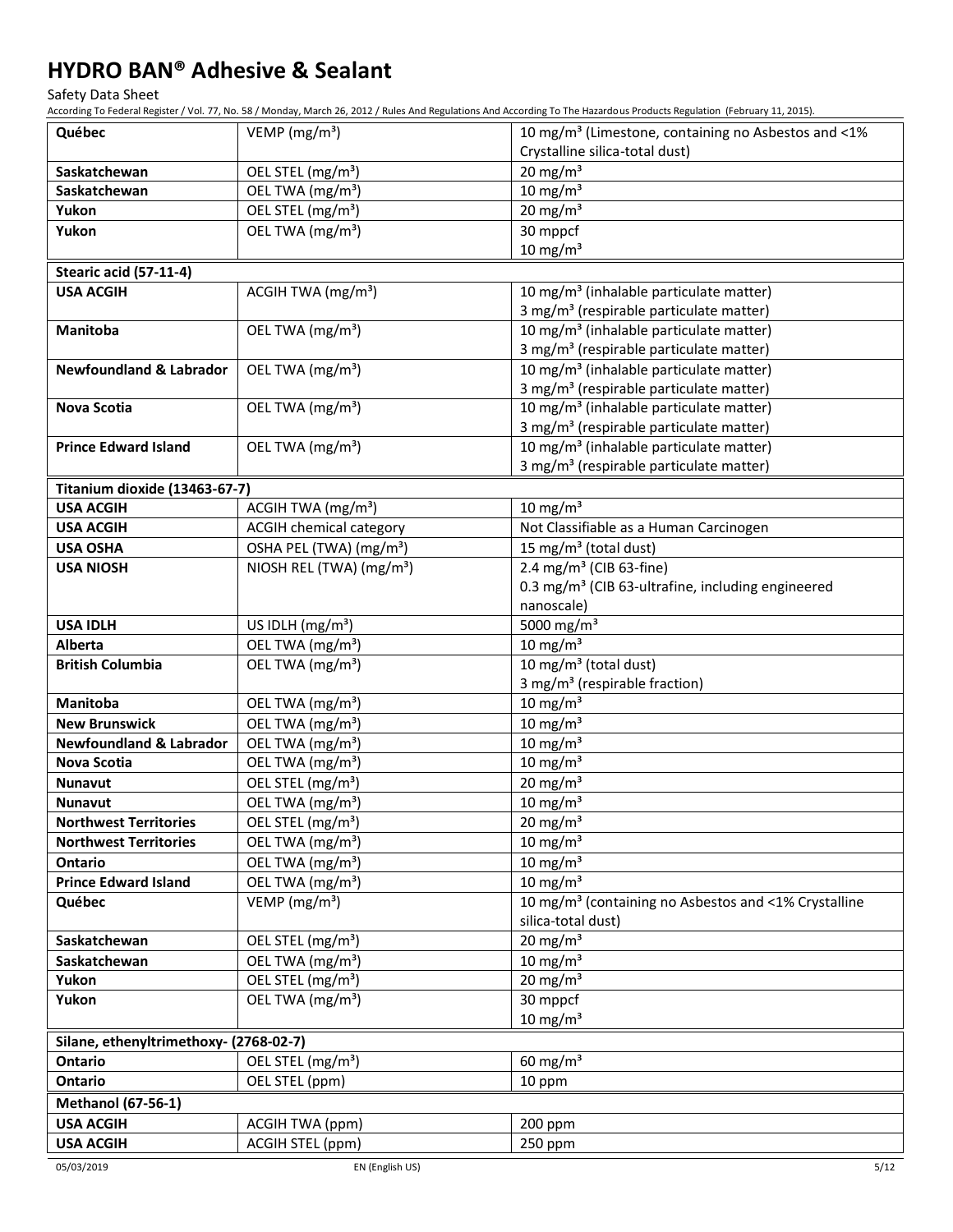| | | |
|---|---|---|
| **Québec** | VEMP (mg/m³) | 10 mg/m³ (Limestone, containing no Asbestos and <1% Crystalline silica-total dust) |
| **Saskatchewan** | OEL STEL (mg/m³) | 20 mg/m³ |
| **Saskatchewan** | OEL TWA (mg/m³) | 10 mg/m³ |
| **Yukon** | OEL STEL (mg/m³) | 20 mg/m³ |
| **Yukon** | OEL TWA (mg/m³) | 30 mppcf<br>10 mg/m³ |
| **Stearic acid (57-11-4)** | | |
| **USA ACGIH** | ACGIH TWA (mg/m³) | 10 mg/m³ (inhalable particulate matter)<br>3 mg/m³ (respirable particulate matter) |
| **Manitoba** | OEL TWA (mg/m³) | 10 mg/m³ (inhalable particulate matter)<br>3 mg/m³ (respirable particulate matter) |
| **Newfoundland & Labrador** | OEL TWA (mg/m³) | 10 mg/m³ (inhalable particulate matter)<br>3 mg/m³ (respirable particulate matter) |
| **Nova Scotia** | OEL TWA (mg/m³) | 10 mg/m³ (inhalable particulate matter)<br>3 mg/m³ (respirable particulate matter) |
| **Prince Edward Island** | OEL TWA (mg/m³) | 10 mg/m³ (inhalable particulate matter)<br>3 mg/m³ (respirable particulate matter) |
| **Titanium dioxide (13463-67-7)** | | |
| **USA ACGIH** | ACGIH TWA (mg/m³) | 10 mg/m³ |
| **USA ACGIH** | ACGIH chemical category | Not Classifiable as a Human Carcinogen |
| **USA OSHA** | OSHA PEL (TWA) (mg/m³) | 15 mg/m³ (total dust) |
| **USA NIOSH** | NIOSH REL (TWA) (mg/m³) | 2.4 mg/m³ (CIB 63-fine)<br>0.3 mg/m³ (CIB 63-ultrafine, including engineered nanoscale) |
| **USA IDLH** | US IDLH (mg/m³) | 5000 mg/m³ |
| **Alberta** | OEL TWA (mg/m³) | 10 mg/m³ |
| **British Columbia** | OEL TWA (mg/m³) | 10 mg/m³ (total dust)<br>3 mg/m³ (respirable fraction) |
| **Manitoba** | OEL TWA (mg/m³) | 10 mg/m³ |
| **New Brunswick** | OEL TWA (mg/m³) | 10 mg/m³ |
| **Newfoundland & Labrador** | OEL TWA (mg/m³) | 10 mg/m³ |
| **Nova Scotia** | OEL TWA (mg/m³) | 10 mg/m³ |
| **Nunavut** | OEL STEL (mg/m³) | 20 mg/m³ |
| **Nunavut** | OEL TWA (mg/m³) | 10 mg/m³ |
| **Northwest Territories** | OEL STEL (mg/m³) | 20 mg/m³ |
| **Northwest Territories** | OEL TWA (mg/m³) | 10 mg/m³ |
| **Ontario** | OEL TWA (mg/m³) | 10 mg/m³ |
| **Prince Edward Island** | OEL TWA (mg/m³) | 10 mg/m³ |
| **Québec** | VEMP (mg/m³) | 10 mg/m³ (containing no Asbestos and <1% Crystalline silica-total dust) |
| **Saskatchewan** | OEL STEL (mg/m³) | 20 mg/m³ |
| **Saskatchewan** | OEL TWA (mg/m³) | 10 mg/m³ |
| **Yukon** | OEL STEL (mg/m³) | 20 mg/m³ |
| **Yukon** | OEL TWA (mg/m³) | 30 mppcf<br>10 mg/m³ |
| **Silane, ethenyltrimethoxy- (2768-02-7)** | | |
| **Ontario** | OEL STEL (mg/m³) | 60 mg/m³ |
| **Ontario** | OEL STEL (ppm) | 10 ppm |
| **Methanol (67-56-1)** | | |
| **USA ACGIH** | ACGIH TWA (ppm) | 200 ppm |
| **USA ACGIH** | ACGIH STEL (ppm) | 250 ppm |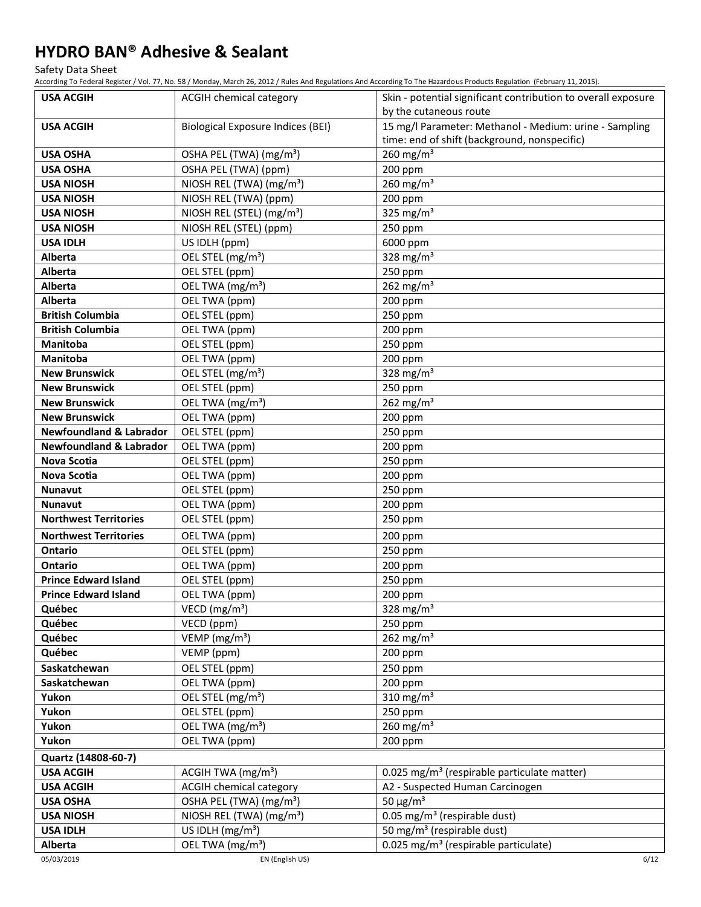| USA ACGIH | ACGIH chemical category | Skin - potential significant contribution to overall exposure by the cutaneous route |
|---|---|---|
| USA ACGIH | Biological Exposure Indices (BEI) | 15 mg/l Parameter: Methanol - Medium: urine - Sampling time: end of shift (background, nonspecific) |
| USA OSHA | OSHA PEL (TWA) (mg/m³) | 260 mg/m³ |
| USA OSHA | OSHA PEL (TWA) (ppm) | 200 ppm |
| USA NIOSH | NIOSH REL (TWA) (mg/m³) | 260 mg/m³ |
| USA NIOSH | NIOSH REL (TWA) (ppm) | 200 ppm |
| USA NIOSH | NIOSH REL (STEL) (mg/m³) | 325 mg/m³ |
| USA NIOSH | NIOSH REL (STEL) (ppm) | 250 ppm |
| USA IDLH | US IDLH (ppm) | 6000 ppm |
| Alberta | OEL STEL (mg/m³) | 328 mg/m³ |
| Alberta | OEL STEL (ppm) | 250 ppm |
| Alberta | OEL TWA (mg/m³) | 262 mg/m³ |
| Alberta | OEL TWA (ppm) | 200 ppm |
| British Columbia | OEL STEL (ppm) | 250 ppm |
| British Columbia | OEL TWA (ppm) | 200 ppm |
| Manitoba | OEL STEL (ppm) | 250 ppm |
| Manitoba | OEL TWA (ppm) | 200 ppm |
| New Brunswick | OEL STEL (mg/m³) | 328 mg/m³ |
| New Brunswick | OEL STEL (ppm) | 250 ppm |
| New Brunswick | OEL TWA (mg/m³) | 262 mg/m³ |
| New Brunswick | OEL TWA (ppm) | 200 ppm |
| Newfoundland & Labrador | OEL STEL (ppm) | 250 ppm |
| Newfoundland & Labrador | OEL TWA (ppm) | 200 ppm |
| Nova Scotia | OEL STEL (ppm) | 250 ppm |
| Nova Scotia | OEL TWA (ppm) | 200 ppm |
| Nunavut | OEL STEL (ppm) | 250 ppm |
| Nunavut | OEL TWA (ppm) | 200 ppm |
| Northwest Territories | OEL STEL (ppm) | 250 ppm |
| Northwest Territories | OEL TWA (ppm) | 200 ppm |
| Ontario | OEL STEL (ppm) | 250 ppm |
| Ontario | OEL TWA (ppm) | 200 ppm |
| Prince Edward Island | OEL STEL (ppm) | 250 ppm |
| Prince Edward Island | OEL TWA (ppm) | 200 ppm |
| Québec | VECD (mg/m³) | 328 mg/m³ |
| Québec | VECD (ppm) | 250 ppm |
| Québec | VEMP (mg/m³) | 262 mg/m³ |
| Québec | VEMP (ppm) | 200 ppm |
| Saskatchewan | OEL STEL (ppm) | 250 ppm |
| Saskatchewan | OEL TWA (ppm) | 200 ppm |
| Yukon | OEL STEL (mg/m³) | 310 mg/m³ |
| Yukon | OEL STEL (ppm) | 250 ppm |
| Yukon | OEL TWA (mg/m³) | 260 mg/m³ |
| Yukon | OEL TWA (ppm) | 200 ppm |
| **Quartz (14808-60-7)** | | |
| USA ACGIH | ACGIH TWA (mg/m³) | 0.025 mg/m³ (respirable particulate matter) |
| USA ACGIH | ACGIH chemical category | A2 - Suspected Human Carcinogen |
| USA OSHA | OSHA PEL (TWA) (mg/m³) | 50 µg/m³ |
| USA NIOSH | NIOSH REL (TWA) (mg/m³) | 0.05 mg/m³ (respirable dust) |
| USA IDLH | US IDLH (mg/m³) | 50 mg/m³ (respirable dust) |
| Alberta | OEL TWA (mg/m³) | 0.025 mg/m³ (respirable particulate) |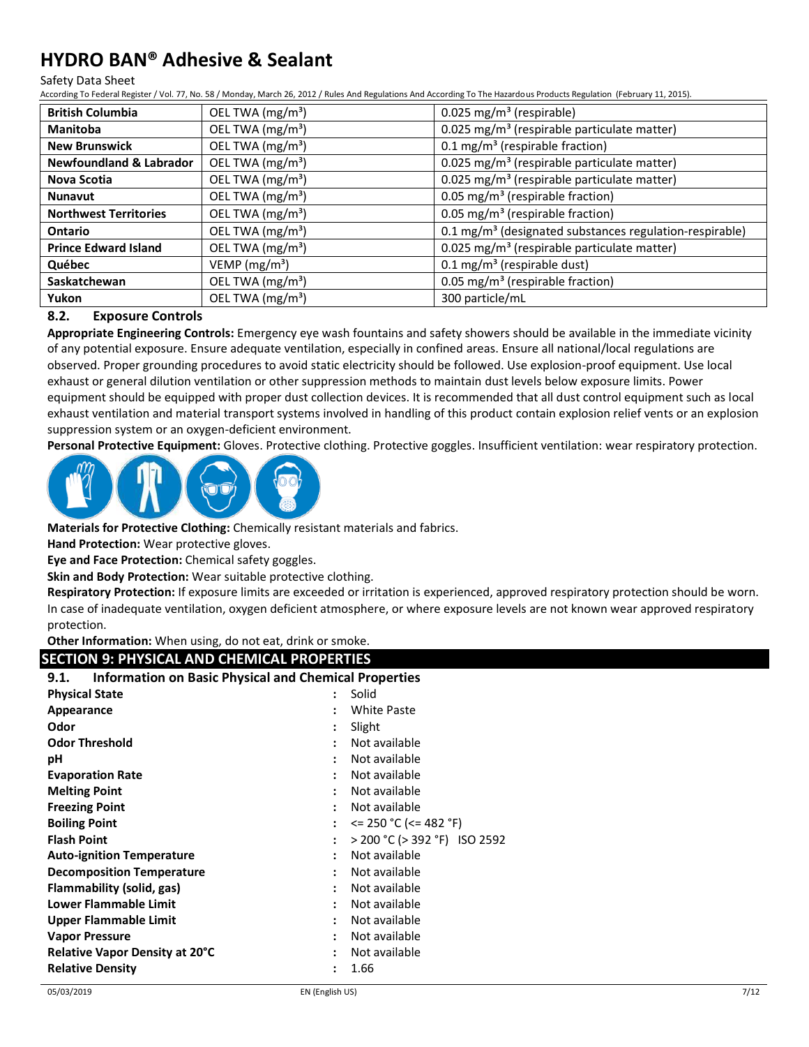| British Columbia | OEL TWA ($mg/m^3$) | 0.025 $mg/m^3$ (respirable) |
|---|---|---|
| Manitoba | OEL TWA ($mg/m^3$) | 0.025 $mg/m^3$ (respirable particulate matter) |
| New Brunswick | OEL TWA ($mg/m^3$) | 0.1 $mg/m^3$ (respirable fraction) |
| Newfoundland & Labrador | OEL TWA ($mg/m^3$) | 0.025 $mg/m^3$ (respirable particulate matter) |
| Nova Scotia | OEL TWA ($mg/m^3$) | 0.025 $mg/m^3$ (respirable particulate matter) |
| Nunavut | OEL TWA ($mg/m^3$) | 0.05 $mg/m^3$ (respirable fraction) |
| Northwest Territories | OEL TWA ($mg/m^3$) | 0.05 $mg/m^3$ (respirable fraction) |
| Ontario | OEL TWA ($mg/m^3$) | 0.1 $mg/m^3$ (designated substances regulation-respirable) |
| Prince Edward Island | OEL TWA ($mg/m^3$) | 0.025 $mg/m^3$ (respirable particulate matter) |
| Québec | VEMP ($mg/m^3$) | 0.1 $mg/m^3$ (respirable dust) |
| Saskatchewan | OEL TWA ($mg/m^3$) | 0.05 $mg/m^3$ (respirable fraction) |
| Yukon | OEL TWA ($mg/m^3$) | 300 particle/mL |

### 8.2. Exposure Controls

**Appropriate Engineering Controls:** Emergency eye wash fountains and safety showers should be available in the immediate vicinity of any potential exposure. Ensure adequate ventilation, especially in confined areas. Ensure all national/local regulations are observed. Proper grounding procedures to avoid static electricity should be followed. Use explosion-proof equipment. Use local exhaust or general dilution ventilation or other suppression methods to maintain dust levels below exposure limits. Power equipment should be equipped with proper dust collection devices. It is recommended that all dust control equipment such as local exhaust ventilation and material transport systems involved in handling of this product contain explosion relief vents or an explosion suppression system or an oxygen-deficient environment.

**Personal Protective Equipment:** Gloves. Protective clothing. Protective goggles. Insufficient ventilation: wear respiratory protection.

**Materials for Protective Clothing:** Chemically resistant materials and fabrics.

**Hand Protection:** Wear protective gloves.

**Eye and Face Protection:** Chemical safety goggles.

**Skin and Body Protection:** Wear suitable protective clothing.

**Respiratory Protection:** If exposure limits are exceeded or irritation is experienced, approved respiratory protection should be worn. In case of inadequate ventilation, oxygen deficient atmosphere, or where exposure levels are not known wear approved respiratory protection.

**Other Information:** When using, do not eat, drink or smoke.

## SECTION 9: PHYSICAL AND CHEMICAL PROPERTIES

### 9.1. Information on Basic Physical and Chemical Properties

| | | |
|---|---|---|
| **Physical State** | : | Solid |
| **Appearance** | : | White Paste |
| **Odor** | : | Slight |
| **Odor Threshold** | : | Not available |
| **pH** | : | Not available |
| **Evaporation Rate** | : | Not available |
| **Melting Point** | : | Not available |
| **Freezing Point** | : | Not available |
| **Boiling Point** | : | <= 250 °C (<= 482 °F) |
| **Flash Point** | : | > 200 °C (> 392 °F) ISO 2592 |
| **Auto-ignition Temperature** | : | Not available |
| **Decomposition Temperature** | : | Not available |
| **Flammability (solid, gas)** | : | Not available |
| **Lower Flammable Limit** | : | Not available |
| **Upper Flammable Limit** | : | Not available |
| **Vapor Pressure** | : | Not available |
| **Relative Vapor Density at 20°C** | : | Not available |
| **Relative Density** | : | 1.66 |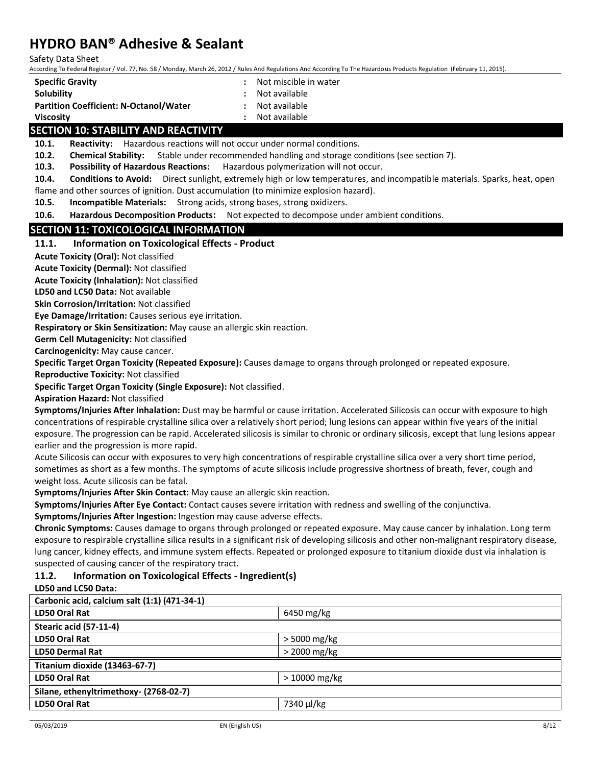| | | |
|---|---|---|
| **Specific Gravity** | : | Not miscible in water |
| **Solubility** | : | Not available |
| **Partition Coefficient: N-Octanol/Water** | : | Not available |
| **Viscosity** | : | Not available |

## SECTION 10: STABILITY AND REACTIVITY

**10.1. Reactivity:** Hazardous reactions will not occur under normal conditions.

**10.2. Chemical Stability:** Stable under recommended handling and storage conditions (see section 7).

**10.3. Possibility of Hazardous Reactions:** Hazardous polymerization will not occur.

**10.4. Conditions to Avoid:** Direct sunlight, extremely high or low temperatures, and incompatible materials. Sparks, heat, open flame and other sources of ignition. Dust accumulation (to minimize explosion hazard).

**10.5. Incompatible Materials:** Strong acids, strong bases, strong oxidizers.

**10.6. Hazardous Decomposition Products:** Not expected to decompose under ambient conditions.

## SECTION 11: TOXICOLOGICAL INFORMATION

### 11.1. Information on Toxicological Effects - Product

**Acute Toxicity (Oral):** Not classified

**Acute Toxicity (Dermal):** Not classified

**Acute Toxicity (Inhalation):** Not classified

**LD50 and LC50 Data:** Not available

**Skin Corrosion/Irritation:** Not classified

**Eye Damage/Irritation:** Causes serious eye irritation.

**Respiratory or Skin Sensitization:** May cause an allergic skin reaction.

**Germ Cell Mutagenicity:** Not classified

**Carcinogenicity:** May cause cancer.

**Specific Target Organ Toxicity (Repeated Exposure):** Causes damage to organs through prolonged or repeated exposure.

**Reproductive Toxicity:** Not classified

**Specific Target Organ Toxicity (Single Exposure):** Not classified.

**Aspiration Hazard:** Not classified

**Symptoms/Injuries After Inhalation:** Dust may be harmful or cause irritation. Accelerated Silicosis can occur with exposure to high concentrations of respirable crystalline silica over a relatively short period; lung lesions can appear within five years of the initial exposure. The progression can be rapid. Accelerated silicosis is similar to chronic or ordinary silicosis, except that lung lesions appear earlier and the progression is more rapid.

Acute Silicosis can occur with exposures to very high concentrations of respirable crystalline silica over a very short time period, sometimes as short as a few months. The symptoms of acute silicosis include progressive shortness of breath, fever, cough and weight loss. Acute silicosis can be fatal.

**Symptoms/Injuries After Skin Contact:** May cause an allergic skin reaction.

**Symptoms/Injuries After Eye Contact:** Contact causes severe irritation with redness and swelling of the conjunctiva.

**Symptoms/Injuries After Ingestion:** Ingestion may cause adverse effects.

**Chronic Symptoms:** Causes damage to organs through prolonged or repeated exposure. May cause cancer by inhalation. Long term exposure to respirable crystalline silica results in a significant risk of developing silicosis and other non-malignant respiratory disease, lung cancer, kidney effects, and immune system effects. Repeated or prolonged exposure to titanium dioxide dust via inhalation is suspected of causing cancer of the respiratory tract.

### 11.2. Information on Toxicological Effects - Ingredient(s)

**LD50 and LC50 Data:**

| **Carbonic acid, calcium salt (1:1) (471-34-1)** | |
|---|---|
| **LD50 Oral Rat** | 6450 mg/kg |
| **Stearic acid (57-11-4)** | |
| **LD50 Oral Rat** | > 5000 mg/kg |
| **LD50 Dermal Rat** | > 2000 mg/kg |
| **Titanium dioxide (13463-67-7)** | |
| **LD50 Oral Rat** | > 10000 mg/kg |
| **Silane, ethenyltrimethoxy- (2768-02-7)** | |
| **LD50 Oral Rat** | 7340 µl/kg |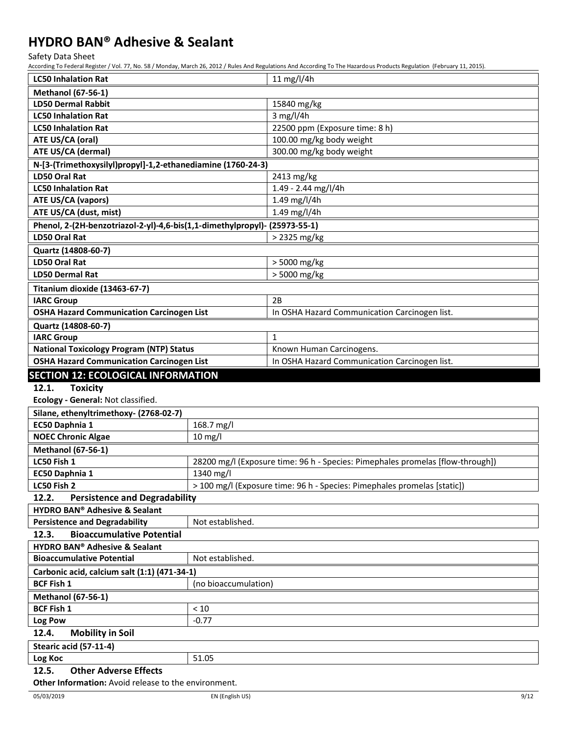| | |
|---|---|
| **LC50 Inhalation Rat** | 11 mg/l/4h |
| **Methanol (67-56-1)** | |
| **LD50 Dermal Rabbit** | 15840 mg/kg |
| **LC50 Inhalation Rat** | 3 mg/l/4h |
| **LC50 Inhalation Rat** | 22500 ppm (Exposure time: 8 h) |
| **ATE US/CA (oral)** | 100.00 mg/kg body weight |
| **ATE US/CA (dermal)** | 300.00 mg/kg body weight |
| **N-[3-(Trimethoxysilyl)propyl]-1,2-ethanediamine (1760-24-3)** | |
| **LD50 Oral Rat** | 2413 mg/kg |
| **LC50 Inhalation Rat** | 1.49 - 2.44 mg/l/4h |
| **ATE US/CA (vapors)** | 1.49 mg/l/4h |
| **ATE US/CA (dust, mist)** | 1.49 mg/l/4h |
| **Phenol, 2-(2H-benzotriazol-2-yl)-4,6-bis(1,1-dimethylpropyl)- (25973-55-1)** | |
| **LD50 Oral Rat** | > 2325 mg/kg |
| **Quartz (14808-60-7)** | |
| **LD50 Oral Rat** | > 5000 mg/kg |
| **LD50 Dermal Rat** | > 5000 mg/kg |
| **Titanium dioxide (13463-67-7)** | |
| **IARC Group** | 2B |
| **OSHA Hazard Communication Carcinogen List** | In OSHA Hazard Communication Carcinogen list. |
| **Quartz (14808-60-7)** | |
| **IARC Group** | 1 |
| **National Toxicology Program (NTP) Status** | Known Human Carcinogens. |
| **OSHA Hazard Communication Carcinogen List** | In OSHA Hazard Communication Carcinogen list. |

## SECTION 12: ECOLOGICAL INFORMATION

### 12.1. Toxicity

**Ecology - General:** Not classified.

| | |
|---|---|
| **Silane, ethenyltrimethoxy- (2768-02-7)** | |
| **EC50 Daphnia 1** | 168.7 mg/l |
| **NOEC Chronic Algae** | 10 mg/l |
| **Methanol (67-56-1)** | |
| **LC50 Fish 1** | 28200 mg/l (Exposure time: 96 h - Species: Pimephales promelas [flow-through]) |
| **EC50 Daphnia 1** | 1340 mg/l |
| **LC50 Fish 2** | > 100 mg/l (Exposure time: 96 h - Species: Pimephales promelas [static]) |

### 12.2. Persistence and Degradability

| | |
|---|---|
| **HYDRO BAN® Adhesive & Sealant** | |
| **Persistence and Degradability** | Not established. |

### 12.3. Bioaccumulative Potential

| | |
|---|---|
| **HYDRO BAN® Adhesive & Sealant** | |
| **Bioaccumulative Potential** | Not established. |
| **Carbonic acid, calcium salt (1:1) (471-34-1)** | |
| **BCF Fish 1** | (no bioaccumulation) |
| **Methanol (67-56-1)** | |
| **BCF Fish 1** | < 10 |
| **Log Pow** | -0.77 |

### 12.4. Mobility in Soil

| | |
|---|---|
| **Stearic acid (57-11-4)** | |
| **Log Koc** | 51.05 |

### 12.5. Other Adverse Effects

**Other Information:** Avoid release to the environment.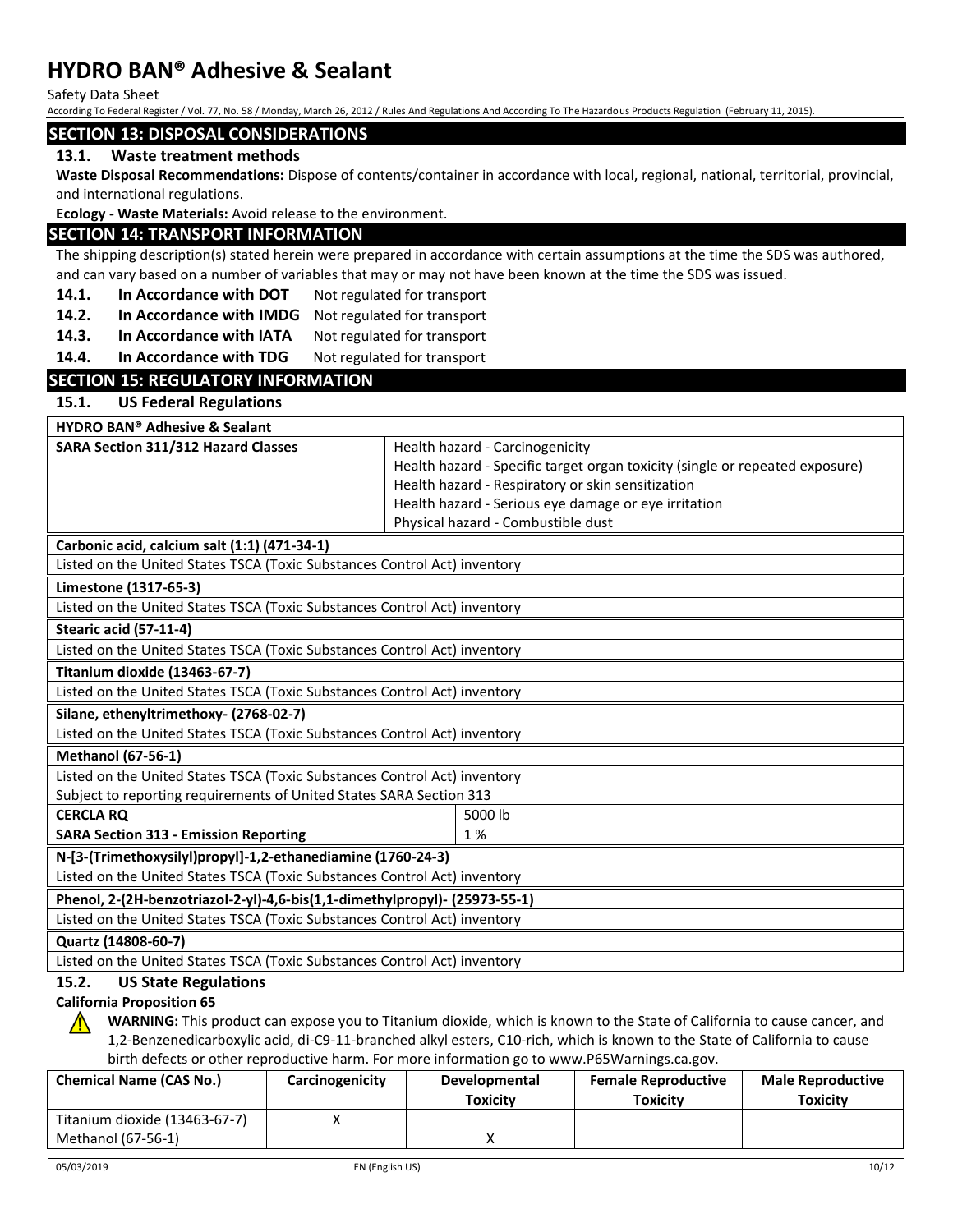## SECTION 13: DISPOSAL CONSIDERATIONS

### 13.1. Waste treatment methods

**Waste Disposal Recommendations:** Dispose of contents/container in accordance with local, regional, national, territorial, provincial, and international regulations.

**Ecology - Waste Materials:** Avoid release to the environment.

## SECTION 14: TRANSPORT INFORMATION

The shipping description(s) stated herein were prepared in accordance with certain assumptions at the time the SDS was authored, and can vary based on a number of variables that may or may not have been known at the time the SDS was issued.

**14.1. In Accordance with DOT** Not regulated for transport

**14.2. In Accordance with IMDG** Not regulated for transport

**14.3. In Accordance with IATA** Not regulated for transport

**14.4. In Accordance with TDG** Not regulated for transport

## SECTION 15: REGULATORY INFORMATION

### 15.1. US Federal Regulations

| **HYDRO BAN® Adhesive & Sealant** | |
|---|---|
| **SARA Section 311/312 Hazard Classes** | Health hazard - Carcinogenicity<br>Health hazard - Specific target organ toxicity (single or repeated exposure)<br>Health hazard - Respiratory or skin sensitization<br>Health hazard - Serious eye damage or eye irritation<br>Physical hazard - Combustible dust |

| **Carbonic acid, calcium salt (1:1) (471-34-1)** |
|---|
| Listed on the United States TSCA (Toxic Substances Control Act) inventory |

| **Limestone (1317-65-3)** |
|---|
| Listed on the United States TSCA (Toxic Substances Control Act) inventory |

| **Stearic acid (57-11-4)** |
|---|
| Listed on the United States TSCA (Toxic Substances Control Act) inventory |

| **Titanium dioxide (13463-67-7)** |
|---|
| Listed on the United States TSCA (Toxic Substances Control Act) inventory |

| **Silane, ethenyltrimethoxy- (2768-02-7)** |
|---|
| Listed on the United States TSCA (Toxic Substances Control Act) inventory |

| **Methanol (67-56-1)** | |
|---|---|
| Listed on the United States TSCA (Toxic Substances Control Act) inventory<br>Subject to reporting requirements of United States SARA Section 313 | |
| **CERCLA RQ** | 5000 lb |
| **SARA Section 313 - Emission Reporting** | 1 % |

| **N-[3-(Trimethoxysilyl)propyl]-1,2-ethanediamine (1760-24-3)** |
|---|
| Listed on the United States TSCA (Toxic Substances Control Act) inventory |

| **Phenol, 2-(2H-benzotriazol-2-yl)-4,6-bis(1,1-dimethylpropyl)- (25973-55-1)** |
|---|
| Listed on the United States TSCA (Toxic Substances Control Act) inventory |

| **Quartz (14808-60-7)** |
|---|
| Listed on the United States TSCA (Toxic Substances Control Act) inventory |

### 15.2. US State Regulations

**California Proposition 65**

**WARNING:** This product can expose you to Titanium dioxide, which is known to the State of California to cause cancer, and 1,2-Benzenedicarboxylic acid, di-C9-11-branched alkyl esters, C10-rich, which is known to the State of California to cause birth defects or other reproductive harm. For more information go to www.P65Warnings.ca.gov.

| Chemical Name (CAS No.) | Carcinogenicity | Developmental Toxicity | Female Reproductive Toxicity | Male Reproductive Toxicity |
|---|---|---|---|---|
| Titanium dioxide (13463-67-7) | X | | | |
| Methanol (67-56-1) | | X | | |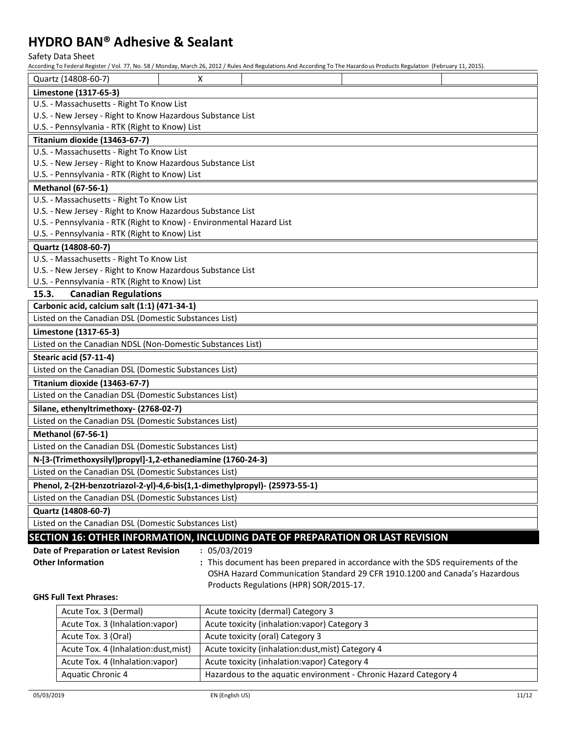| Quartz (14808-60-7) | X | | | |
|---|---|---|---|---|

| Limestone (1317-65-3) |
|---|
| U.S. - Massachusetts - Right To Know List |
| U.S. - New Jersey - Right to Know Hazardous Substance List |
| U.S. - Pennsylvania - RTK (Right to Know) List |

| Titanium dioxide (13463-67-7) |
|---|
| U.S. - Massachusetts - Right To Know List |
| U.S. - New Jersey - Right to Know Hazardous Substance List |
| U.S. - Pennsylvania - RTK (Right to Know) List |

| Methanol (67-56-1) |
|---|
| U.S. - Massachusetts - Right To Know List |
| U.S. - New Jersey - Right to Know Hazardous Substance List |
| U.S. - Pennsylvania - RTK (Right to Know) - Environmental Hazard List |
| U.S. - Pennsylvania - RTK (Right to Know) List |

| Quartz (14808-60-7) |
|---|
| U.S. - Massachusetts - Right To Know List |
| U.S. - New Jersey - Right to Know Hazardous Substance List |
| U.S. - Pennsylvania - RTK (Right to Know) List |

### 15.3. Canadian Regulations

| Carbonic acid, calcium salt (1:1) (471-34-1) |
|---|
| Listed on the Canadian DSL (Domestic Substances List) |

| Limestone (1317-65-3) |
|---|
| Listed on the Canadian NDSL (Non-Domestic Substances List) |

| Stearic acid (57-11-4) |
|---|
| Listed on the Canadian DSL (Domestic Substances List) |

| Titanium dioxide (13463-67-7) |
|---|
| Listed on the Canadian DSL (Domestic Substances List) |

| Silane, ethenyltrimethoxy- (2768-02-7) |
|---|
| Listed on the Canadian DSL (Domestic Substances List) |

| Methanol (67-56-1) |
|---|
| Listed on the Canadian DSL (Domestic Substances List) |

| N-[3-(Trimethoxysilyl)propyl]-1,2-ethanediamine (1760-24-3) |
|---|
| Listed on the Canadian DSL (Domestic Substances List) |

| Phenol, 2-(2H-benzotriazol-2-yl)-4,6-bis(1,1-dimethylpropyl)- (25973-55-1) |
|---|
| Listed on the Canadian DSL (Domestic Substances List) |

| Quartz (14808-60-7) |
|---|
| Listed on the Canadian DSL (Domestic Substances List) |

## SECTION 16: OTHER INFORMATION, INCLUDING DATE OF PREPARATION OR LAST REVISION

**Date of Preparation or Latest Revision** : 05/03/2019

**Other Information** : This document has been prepared in accordance with the SDS requirements of the OSHA Hazard Communication Standard 29 CFR 1910.1200 and Canada's Hazardous Products Regulations (HPR) SOR/2015-17.

**GHS Full Text Phrases:**

| | |
|---|---|
| Acute Tox. 3 (Dermal) | Acute toxicity (dermal) Category 3 |
| Acute Tox. 3 (Inhalation:vapor) | Acute toxicity (inhalation:vapor) Category 3 |
| Acute Tox. 3 (Oral) | Acute toxicity (oral) Category 3 |
| Acute Tox. 4 (Inhalation:dust,mist) | Acute toxicity (inhalation:dust,mist) Category 4 |
| Acute Tox. 4 (Inhalation:vapor) | Acute toxicity (inhalation:vapor) Category 4 |
| Aquatic Chronic 4 | Hazardous to the aquatic environment - Chronic Hazard Category 4 |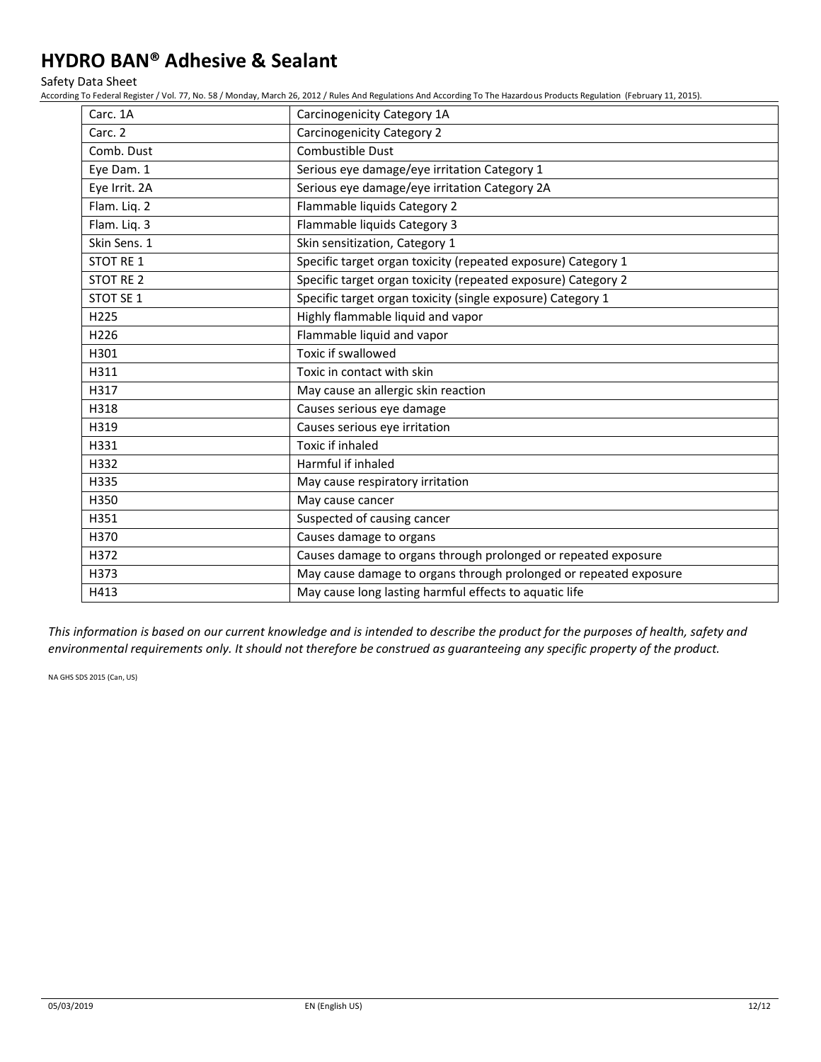| | |
|---|---|
| Carc. 1A | Carcinogenicity Category 1A |
| Carc. 2 | Carcinogenicity Category 2 |
| Comb. Dust | Combustible Dust |
| Eye Dam. 1 | Serious eye damage/eye irritation Category 1 |
| Eye Irrit. 2A | Serious eye damage/eye irritation Category 2A |
| Flam. Liq. 2 | Flammable liquids Category 2 |
| Flam. Liq. 3 | Flammable liquids Category 3 |
| Skin Sens. 1 | Skin sensitization, Category 1 |
| STOT RE 1 | Specific target organ toxicity (repeated exposure) Category 1 |
| STOT RE 2 | Specific target organ toxicity (repeated exposure) Category 2 |
| STOT SE 1 | Specific target organ toxicity (single exposure) Category 1 |
| H225 | Highly flammable liquid and vapor |
| H226 | Flammable liquid and vapor |
| H301 | Toxic if swallowed |
| H311 | Toxic in contact with skin |
| H317 | May cause an allergic skin reaction |
| H318 | Causes serious eye damage |
| H319 | Causes serious eye irritation |
| H331 | Toxic if inhaled |
| H332 | Harmful if inhaled |
| H335 | May cause respiratory irritation |
| H350 | May cause cancer |
| H351 | Suspected of causing cancer |
| H370 | Causes damage to organs |
| H372 | Causes damage to organs through prolonged or repeated exposure |
| H373 | May cause damage to organs through prolonged or repeated exposure |
| H413 | May cause long lasting harmful effects to aquatic life |

*This information is based on our current knowledge and is intended to describe the product for the purposes of health, safety and environmental requirements only. It should not therefore be construed as guaranteeing any specific property of the product.*

NA GHS SDS 2015 (Can, US)